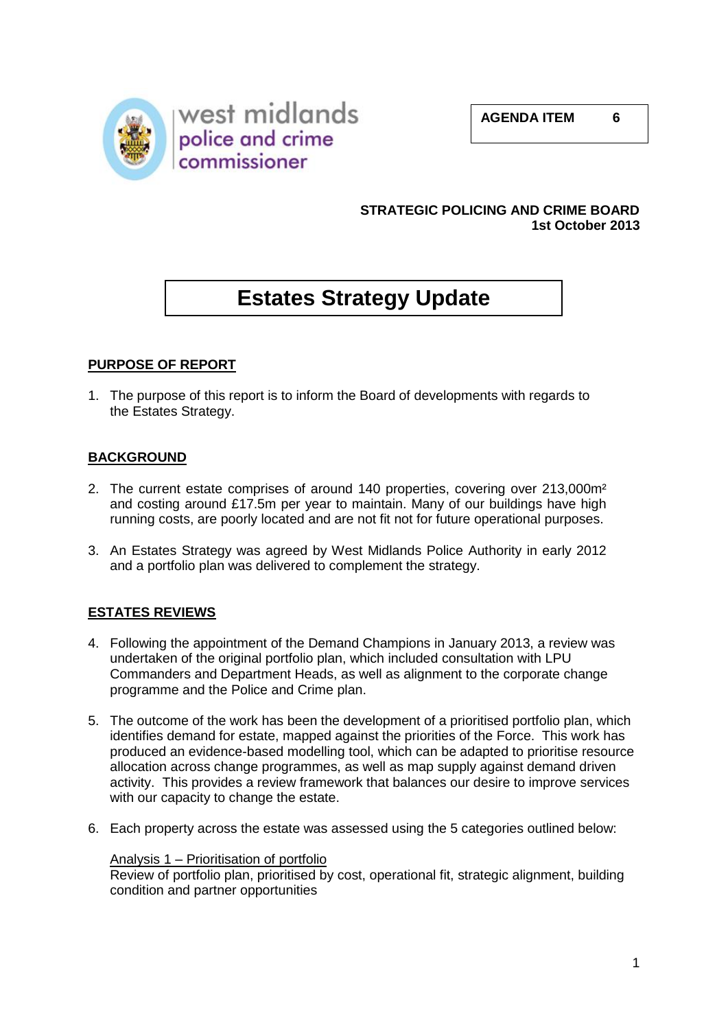west midlands police and crime commissioner

**AGENDA ITEM 6**

**STRATEGIC POLICING AND CRIME BOARD**
**1st October 2013**

# Estates Strategy Update

## PURPOSE OF REPORT

1. The purpose of this report is to inform the Board of developments with regards to the Estates Strategy.

## BACKGROUND

2. The current estate comprises of around 140 properties, covering over 213,000m² and costing around £17.5m per year to maintain. Many of our buildings have high running costs, are poorly located and are not fit not for future operational purposes.

3. An Estates Strategy was agreed by West Midlands Police Authority in early 2012 and a portfolio plan was delivered to complement the strategy.

## ESTATES REVIEWS

4. Following the appointment of the Demand Champions in January 2013, a review was undertaken of the original portfolio plan, which included consultation with LPU Commanders and Department Heads, as well as alignment to the corporate change programme and the Police and Crime plan.

5. The outcome of the work has been the development of a prioritised portfolio plan, which identifies demand for estate, mapped against the priorities of the Force. This work has produced an evidence-based modelling tool, which can be adapted to prioritise resource allocation across change programmes, as well as map supply against demand driven activity. This provides a review framework that balances our desire to improve services with our capacity to change the estate.

6. Each property across the estate was assessed using the 5 categories outlined below:

   Analysis 1 – Prioritisation of portfolio
   Review of portfolio plan, prioritised by cost, operational fit, strategic alignment, building condition and partner opportunities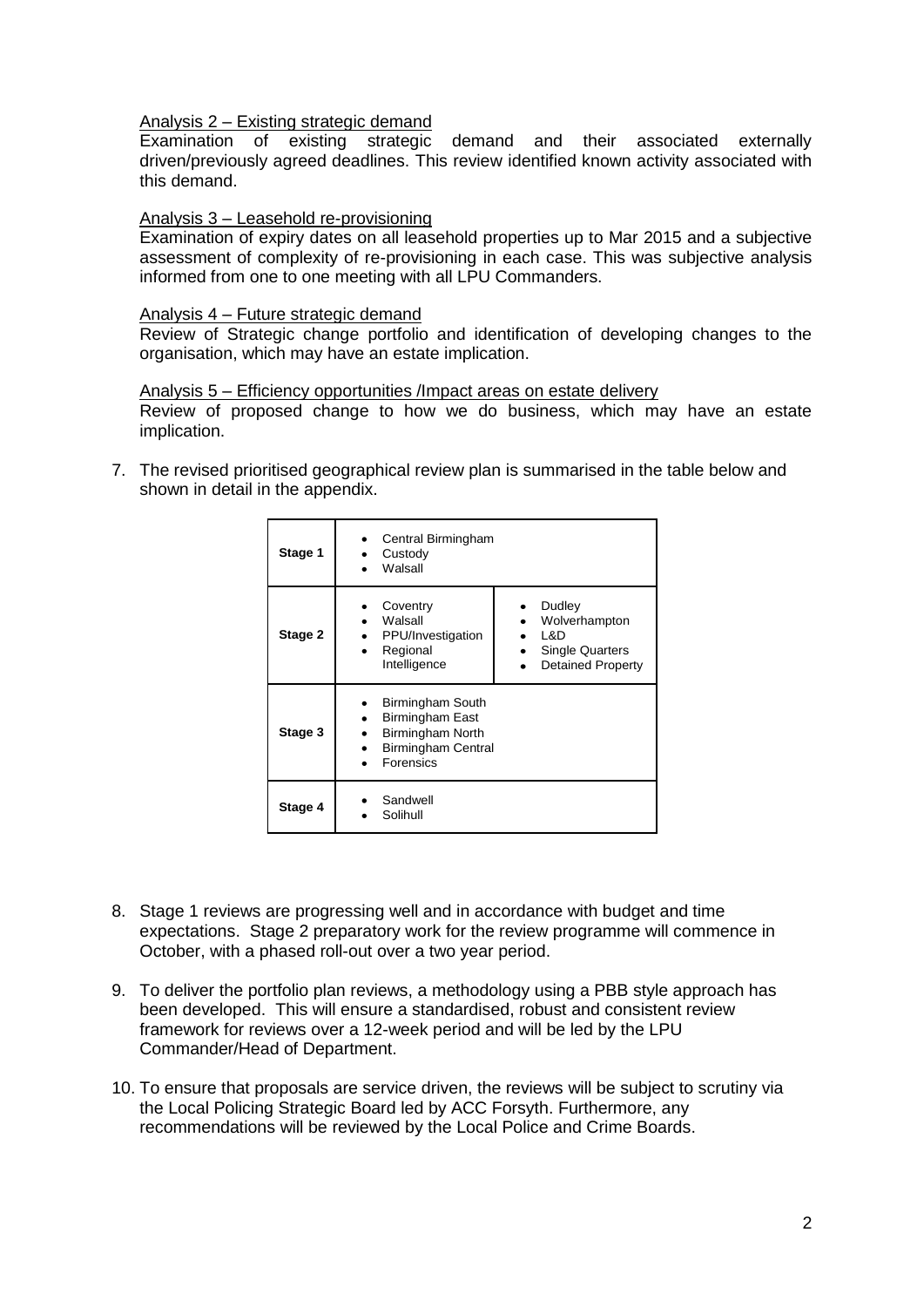Analysis 2 – Existing strategic demand
Examination of existing strategic demand and their associated externally driven/previously agreed deadlines. This review identified known activity associated with this demand.

Analysis 3 – Leasehold re-provisioning
Examination of expiry dates on all leasehold properties up to Mar 2015 and a subjective assessment of complexity of re-provisioning in each case. This was subjective analysis informed from one to one meeting with all LPU Commanders.

Analysis 4 – Future strategic demand
Review of Strategic change portfolio and identification of developing changes to the organisation, which may have an estate implication.

Analysis 5 – Efficiency opportunities /Impact areas on estate delivery
Review of proposed change to how we do business, which may have an estate implication.

7. The revised prioritised geographical review plan is summarised in the table below and shown in detail in the appendix.

| | | |
|---|---|---|
| **Stage 1** | • Central Birmingham<br>• Custody<br>• Walsall | |
| **Stage 2** | • Coventry<br>• Walsall<br>• PPU/Investigation<br>• Regional Intelligence | • Dudley<br>• Wolverhampton<br>• L&D<br>• Single Quarters<br>• Detained Property |
| **Stage 3** | • Birmingham South<br>• Birmingham East<br>• Birmingham North<br>• Birmingham Central<br>• Forensics | |
| **Stage 4** | • Sandwell<br>• Solihull | |

8. Stage 1 reviews are progressing well and in accordance with budget and time expectations. Stage 2 preparatory work for the review programme will commence in October, with a phased roll-out over a two year period.

9. To deliver the portfolio plan reviews, a methodology using a PBB style approach has been developed. This will ensure a standardised, robust and consistent review framework for reviews over a 12-week period and will be led by the LPU Commander/Head of Department.

10. To ensure that proposals are service driven, the reviews will be subject to scrutiny via the Local Policing Strategic Board led by ACC Forsyth. Furthermore, any recommendations will be reviewed by the Local Police and Crime Boards.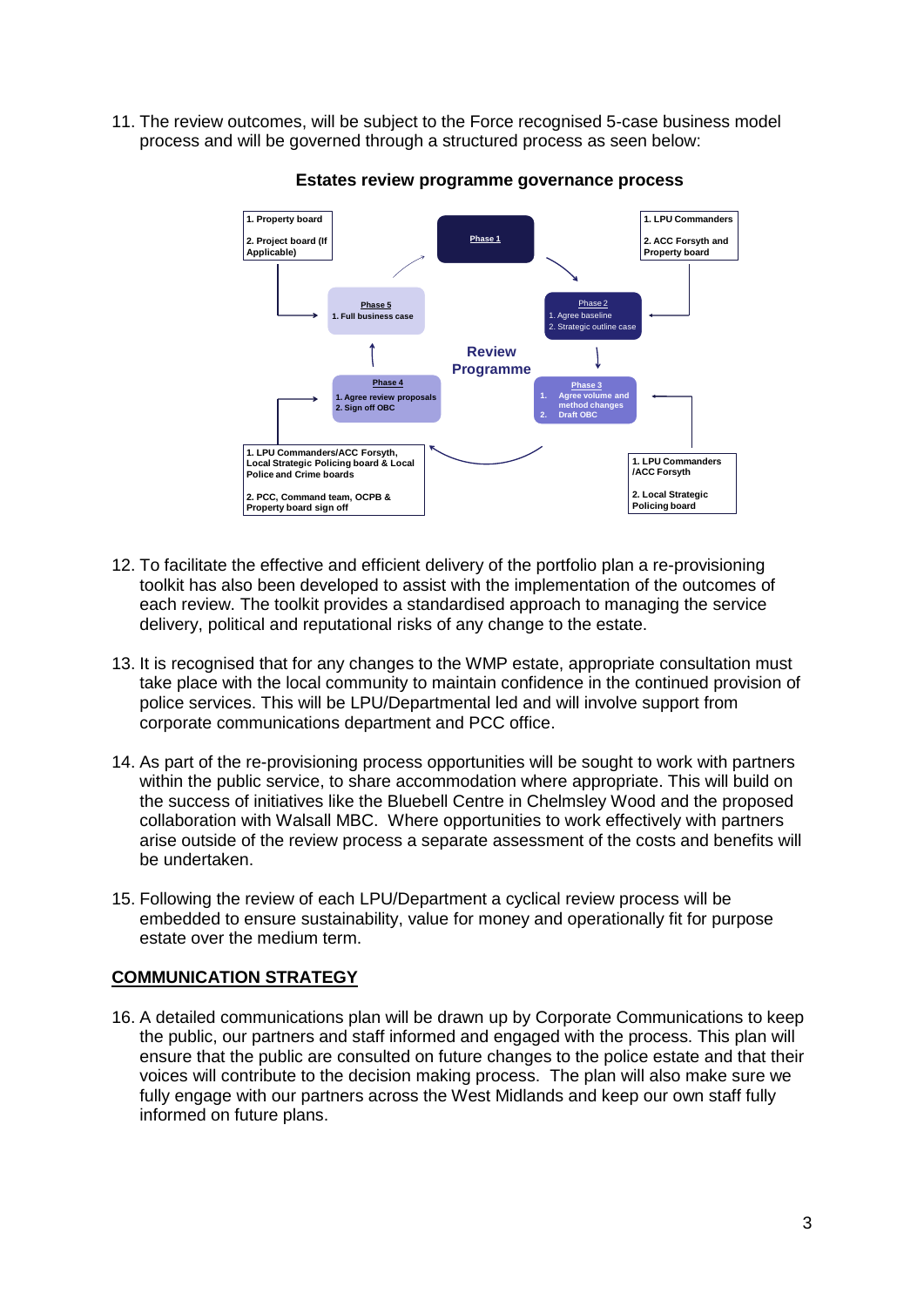11. The review outcomes, will be subject to the Force recognised 5-case business model process and will be governed through a structured process as seen below:

**Estates review programme governance process**

**Review Programme**

**Phase 1**

1. LPU Commanders
2. ACC Forsyth and Property board

**Phase 2**
1. Agree baseline
2. Strategic outline case

**Phase 3**
1. Agree volume and method changes
2. Draft OBC

1. LPU Commanders /ACC Forsyth
2. Local Strategic Policing board

**Phase 4**
1. Agree review proposals
2. Sign off OBC

1. LPU Commanders/ACC Forsyth, Local Strategic Policing board & Local Police and Crime boards
2. PCC, Command team, OCPB & Property board sign off

**Phase 5**
1. Full business case

1. Property board
2. Project board (If Applicable)

12. To facilitate the effective and efficient delivery of the portfolio plan a re-provisioning toolkit has also been developed to assist with the implementation of the outcomes of each review. The toolkit provides a standardised approach to managing the service delivery, political and reputational risks of any change to the estate.

13. It is recognised that for any changes to the WMP estate, appropriate consultation must take place with the local community to maintain confidence in the continued provision of police services. This will be LPU/Departmental led and will involve support from corporate communications department and PCC office.

14. As part of the re-provisioning process opportunities will be sought to work with partners within the public service, to share accommodation where appropriate. This will build on the success of initiatives like the Bluebell Centre in Chelmsley Wood and the proposed collaboration with Walsall MBC. Where opportunities to work effectively with partners arise outside of the review process a separate assessment of the costs and benefits will be undertaken.

15. Following the review of each LPU/Department a cyclical review process will be embedded to ensure sustainability, value for money and operationally fit for purpose estate over the medium term.

## COMMUNICATION STRATEGY

16. A detailed communications plan will be drawn up by Corporate Communications to keep the public, our partners and staff informed and engaged with the process. This plan will ensure that the public are consulted on future changes to the police estate and that their voices will contribute to the decision making process. The plan will also make sure we fully engage with our partners across the West Midlands and keep our own staff fully informed on future plans.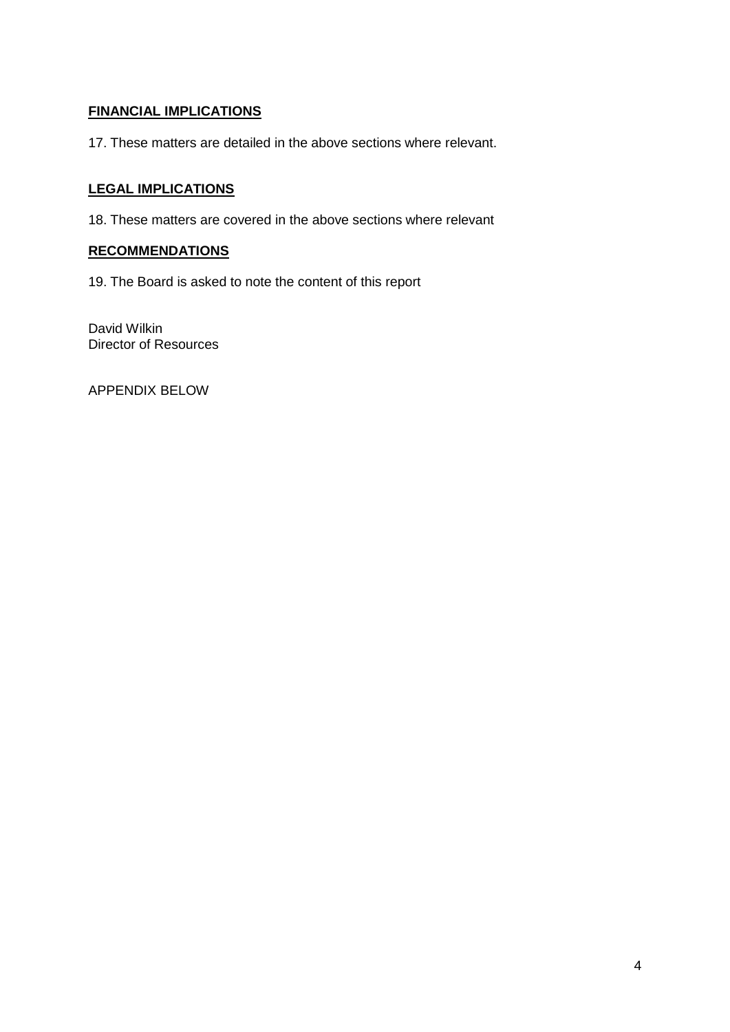## FINANCIAL IMPLICATIONS

17. These matters are detailed in the above sections where relevant.

## LEGAL IMPLICATIONS

18. These matters are covered in the above sections where relevant

## RECOMMENDATIONS

19. The Board is asked to note the content of this report

David Wilkin
Director of Resources

APPENDIX BELOW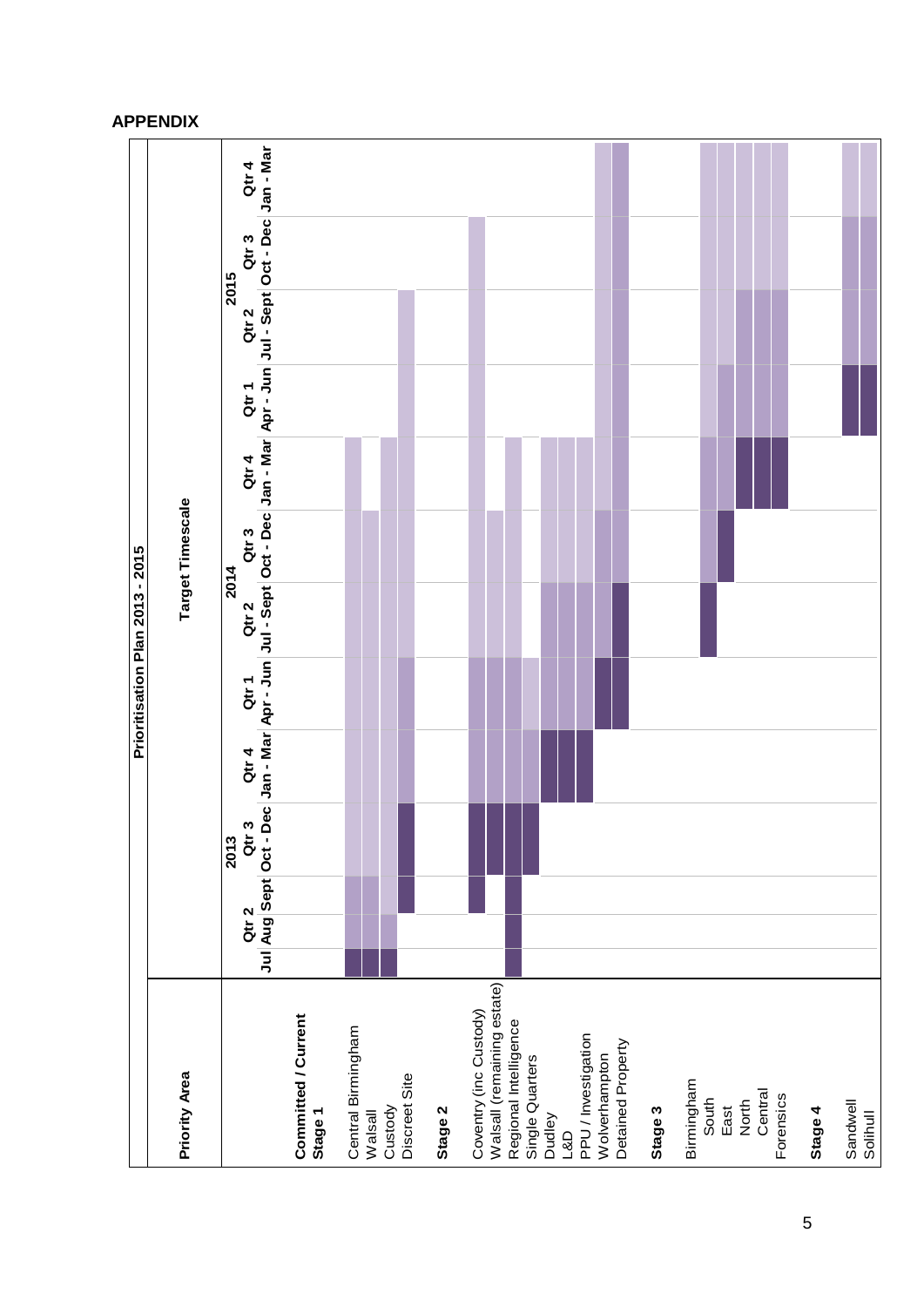## APPENDIX

Prioritisation Plan 2013 - 2015

Priority Area

Target Timescale

2013
Qtr 2
Jul Aug Sept
Qtr 3
Oct - Dec
Qtr 4
Jan - Mar

2014
Qtr 1
Apr - Jun
Qtr 2
Jul - Sept
Qtr 3
Oct - Dec
Qtr 4
Jan - Mar

2015
Qtr 1
Apr - Jun
Qtr 2
Jul - Sept
Qtr 3
Oct - Dec
Qtr 4
Jan - Mar

**Committed / Current**

**Stage 1**

Central Birmingham
Walsall
Custody
Discreet Site

**Stage 2**

Coventry (inc Custody)
Walsall (remaining estate)
Regional Intelligence
Single Quarters
Dudley
L&D
PPU / Investigation
Wolverhampton
Detained Property

**Stage 3**

Birmingham
South
East
North
Central
Forensics

**Stage 4**

Sandwell
Solihull